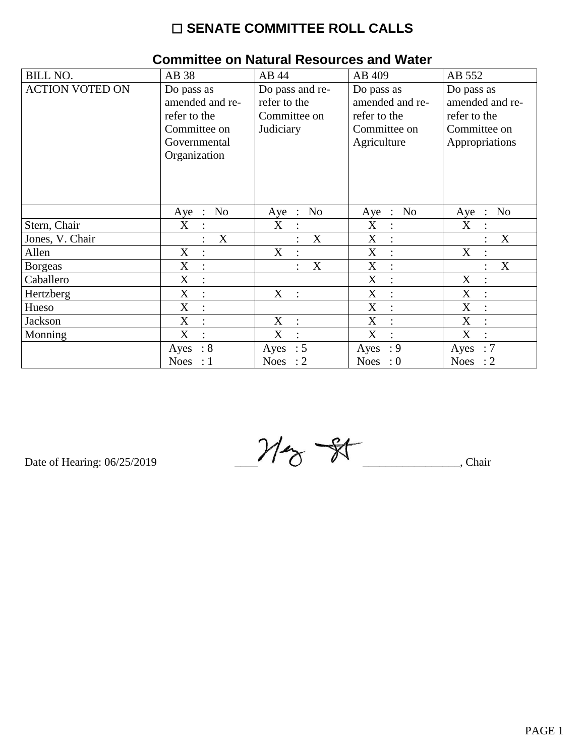# ☐ SENATE COMMITTEE ROLL CALLS

## Committee on Natural Resources and Water

| BILL NO. | AB 38 | AB 44 | AB 409 | AB 552 |
|---|---|---|---|---|
| ACTION VOTED ON | Do pass as amended and re-refer to the Committee on Governmental Organization | Do pass and re-refer to the Committee on Judiciary | Do pass as amended and re-refer to the Committee on Agriculture | Do pass as amended and re-refer to the Committee on Appropriations |
| | Aye : No | Aye : No | Aye : No | Aye : No |
| Stern, Chair | X : | X : | X : | X : |
| Jones, V. Chair | : X | : X | X : | : X |
| Allen | X : | X : | X : | X : |
| Borgeas | X : | : X | X : | : X |
| Caballero | X : | | X : | X : |
| Hertzberg | X : | X : | X : | X : |
| Hueso | X : | | X : | X : |
| Jackson | X : | X : | X : | X : |
| Monning | X : | X : | X : | X : |
| | Ayes : 8 Noes : 1 | Ayes : 5 Noes : 2 | Ayes : 9 Noes : 0 | Ayes : 7 Noes : 2 |

Date of Hearing: 06/25/2019

______________________________, Chair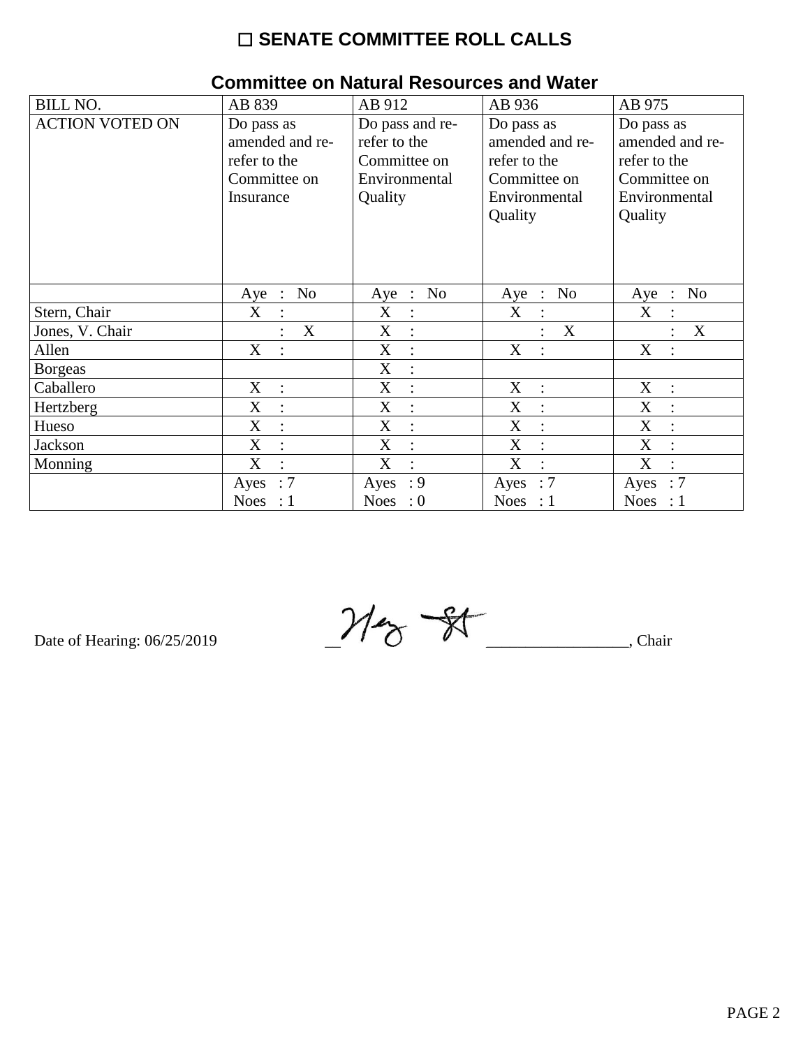# ☐ SENATE COMMITTEE ROLL CALLS

## Committee on Natural Resources and Water

| BILL NO. | AB 839 | AB 912 | AB 936 | AB 975 |
|---|---|---|---|---|
| ACTION VOTED ON | Do pass as amended and re-refer to the Committee on Insurance | Do pass and re-refer to the Committee on Environmental Quality | Do pass as amended and re-refer to the Committee on Environmental Quality | Do pass as amended and re-refer to the Committee on Environmental Quality |
| | Aye : No | Aye : No | Aye : No | Aye : No |
| Stern, Chair | X : | X : | X : | X : |
| Jones, V. Chair | : X | X : | : X | : X |
| Allen | X : | X : | X : | X : |
| Borgeas | | X : | | |
| Caballero | X : | X : | X : | X : |
| Hertzberg | X : | X : | X : | X : |
| Hueso | X : | X : | X : | X : |
| Jackson | X : | X : | X : | X : |
| Monning | X : | X : | X : | X : |
| | Ayes : 7<br>Noes : 1 | Ayes : 9<br>Noes : 0 | Ayes : 7<br>Noes : 1 | Ayes : 7<br>Noes : 1 |

Date of Hearing: 06/25/2019 ______________________________, Chair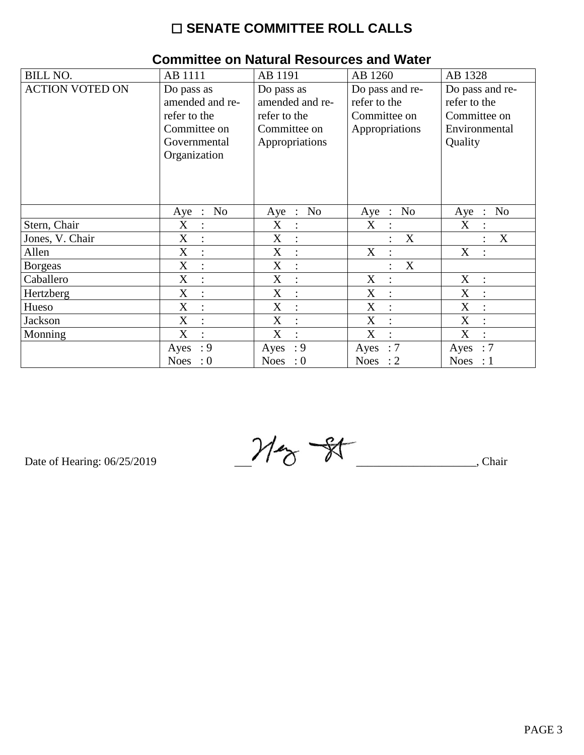# ☐ SENATE COMMITTEE ROLL CALLS

## Committee on Natural Resources and Water

| BILL NO. | AB 1111 | AB 1191 | AB 1260 | AB 1328 |
|---|---|---|---|---|
| ACTION VOTED ON | Do pass as amended and re-refer to the Committee on Governmental Organization | Do pass as amended and re-refer to the Committee on Appropriations | Do pass and re-refer to the Committee on Appropriations | Do pass and re-refer to the Committee on Environmental Quality |
| | Aye : No | Aye : No | Aye : No | Aye : No |
| Stern, Chair | X : | X : | X : | X : |
| Jones, V. Chair | X : | X : | : X | : X |
| Allen | X : | X : | X : | X : |
| Borgeas | X : | X : | : X | |
| Caballero | X : | X : | X : | X : |
| Hertzberg | X : | X : | X : | X : |
| Hueso | X : | X : | X : | X : |
| Jackson | X : | X : | X : | X : |
| Monning | X : | X : | X : | X : |
| | Ayes : 9<br>Noes : 0 | Ayes : 9<br>Noes : 0 | Ayes : 7<br>Noes : 2 | Ayes : 7<br>Noes : 1 |

Date of Hearing: 06/25/2019

______________________________, Chair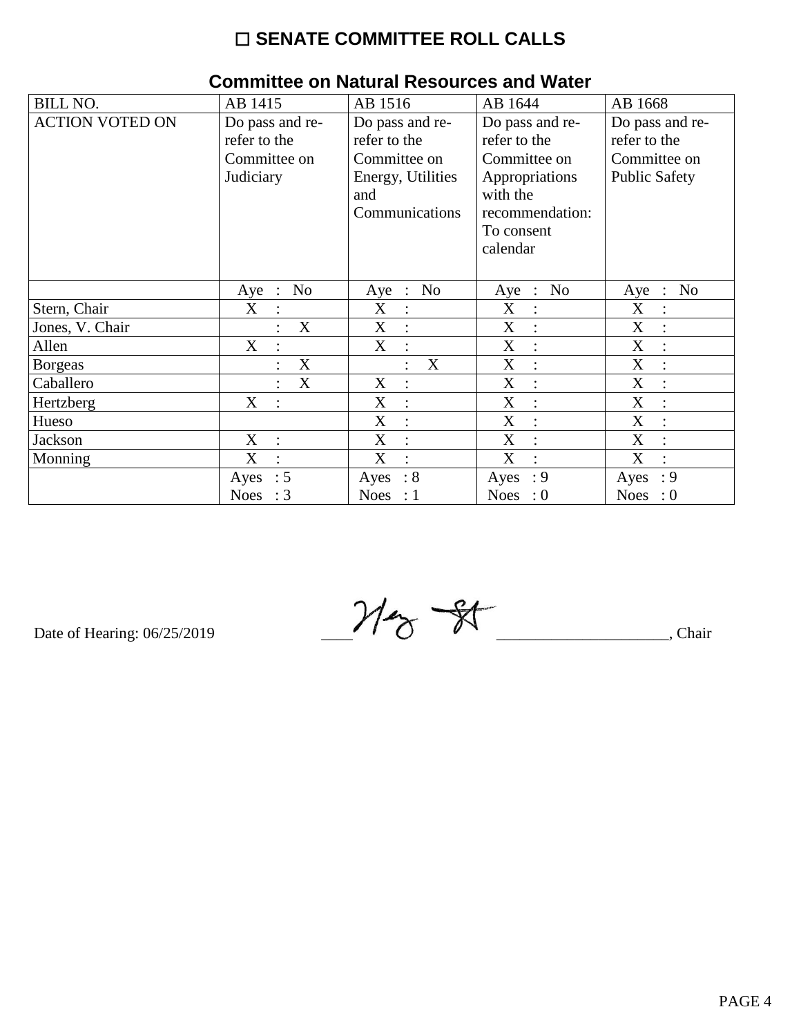# ☐ SENATE COMMITTEE ROLL CALLS

## Committee on Natural Resources and Water

| BILL NO. | AB 1415 | AB 1516 | AB 1644 | AB 1668 |
|---|---|---|---|---|
| ACTION VOTED ON | Do pass and re-refer to the Committee on Judiciary | Do pass and re-refer to the Committee on Energy, Utilities and Communications | Do pass and re-refer to the Committee on Appropriations with the recommendation: To consent calendar | Do pass and re-refer to the Committee on Public Safety |
| | Aye : No | Aye : No | Aye : No | Aye : No |
| Stern, Chair | X : | X : | X : | X : |
| Jones, V. Chair | : X | X : | X : | X : |
| Allen | X : | X : | X : | X : |
| Borgeas | : X | : X | X : | X : |
| Caballero | : X | X : | X : | X : |
| Hertzberg | X : | X : | X : | X : |
| Hueso | | X : | X : | X : |
| Jackson | X : | X : | X : | X : |
| Monning | X : | X : | X : | X : |
| | Ayes : 5<br>Noes : 3 | Ayes : 8<br>Noes : 1 | Ayes : 9<br>Noes : 0 | Ayes : 9<br>Noes : 0 |

Date of Hearing: 06/25/2019

_______________________________, Chair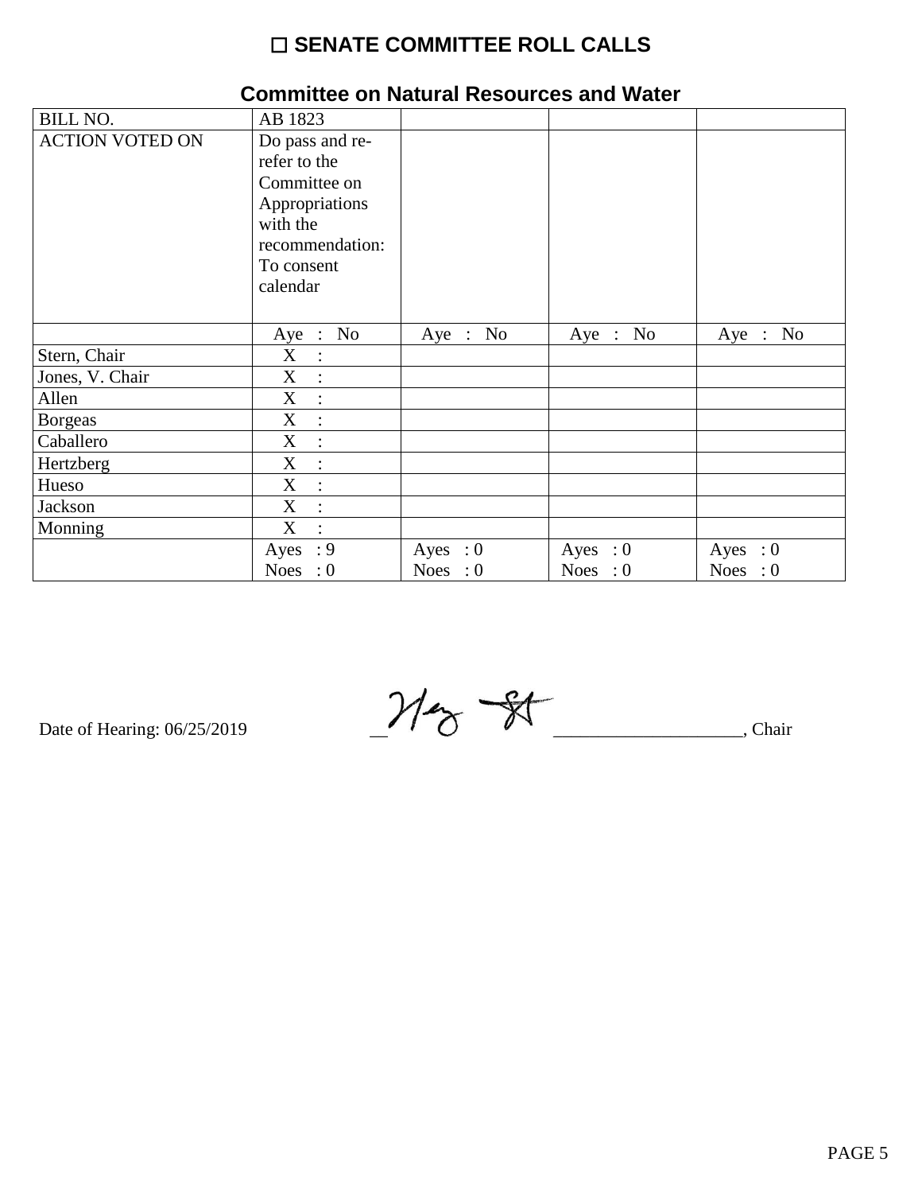# ☐ SENATE COMMITTEE ROLL CALLS

## Committee on Natural Resources and Water

| BILL NO. | AB 1823 | | | |
|---|---|---|---|---|
| ACTION VOTED ON | Do pass and re-refer to the Committee on Appropriations with the recommendation: To consent calendar | | | |
| | Aye : No | Aye : No | Aye : No | Aye : No |
| Stern, Chair | X : | | | |
| Jones, V. Chair | X : | | | |
| Allen | X : | | | |
| Borgeas | X : | | | |
| Caballero | X : | | | |
| Hertzberg | X : | | | |
| Hueso | X : | | | |
| Jackson | X : | | | |
| Monning | X : | | | |
| | Ayes : 9<br>Noes : 0 | Ayes : 0<br>Noes : 0 | Ayes : 0<br>Noes : 0 | Ayes : 0<br>Noes : 0 |

Date of Hearing: 06/25/2019 ____________________, Chair